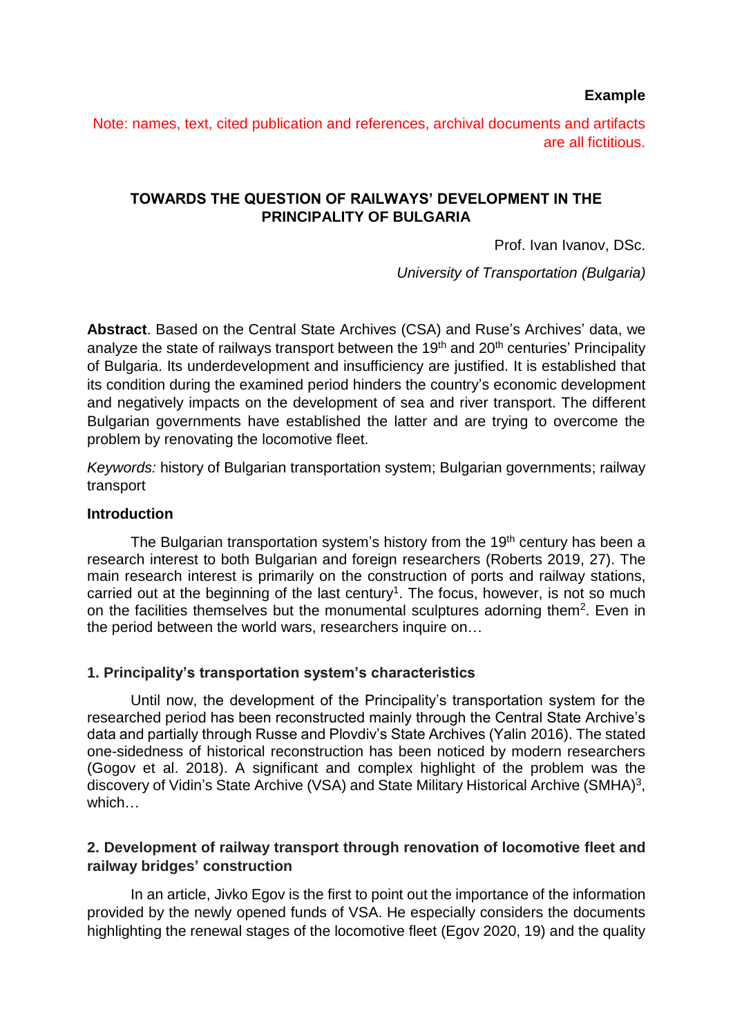**Example**

Note: names, text, cited publication and references, archival documents and artifacts are all fictitious.

# TOWARDS THE QUESTION OF RAILWAYS' DEVELOPMENT IN THE PRINCIPALITY OF BULGARIA

Prof. Ivan Ivanov, DSc.

*University of Transportation (Bulgaria)*

**Abstract**. Based on the Central State Archives (CSA) and Ruse's Archives' data, we analyze the state of railways transport between the 19th and 20th centuries' Principality of Bulgaria. Its underdevelopment and insufficiency are justified. It is established that its condition during the examined period hinders the country's economic development and negatively impacts on the development of sea and river transport. The different Bulgarian governments have established the latter and are trying to overcome the problem by renovating the locomotive fleet.

*Keywords:* history of Bulgarian transportation system; Bulgarian governments; railway transport

## Introduction

The Bulgarian transportation system's history from the 19th century has been a research interest to both Bulgarian and foreign researchers (Roberts 2019, 27). The main research interest is primarily on the construction of ports and railway stations, carried out at the beginning of the last century[1]. The focus, however, is not so much on the facilities themselves but the monumental sculptures adorning them[2]. Even in the period between the world wars, researchers inquire on…

## 1. Principality's transportation system's characteristics

Until now, the development of the Principality's transportation system for the researched period has been reconstructed mainly through the Central State Archive's data and partially through Russe and Plovdiv's State Archives (Yalin 2016). The stated one-sidedness of historical reconstruction has been noticed by modern researchers (Gogov et al. 2018). A significant and complex highlight of the problem was the discovery of Vidin's State Archive (VSA) and State Military Historical Archive (SMHA)[3], which…

## 2. Development of railway transport through renovation of locomotive fleet and railway bridges' construction

In an article, Jivko Egov is the first to point out the importance of the information provided by the newly opened funds of VSA. He especially considers the documents highlighting the renewal stages of the locomotive fleet (Egov 2020, 19) and the quality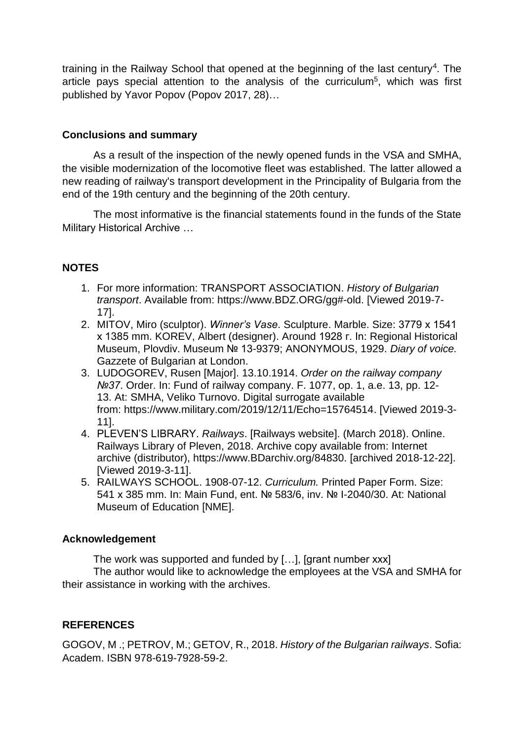training in the Railway School that opened at the beginning of the last century[4]. The article pays special attention to the analysis of the curriculum[5], which was first published by Yavor Popov (Popov 2017, 28)…

## Conclusions and summary

As a result of the inspection of the newly opened funds in the VSA and SMHA, the visible modernization of the locomotive fleet was established. The latter allowed a new reading of railway's transport development in the Principality of Bulgaria from the end of the 19th century and the beginning of the 20th century.

The most informative is the financial statements found in the funds of the State Military Historical Archive …

## NOTES

1. For more information: TRANSPORT ASSOCIATION. *History of Bulgarian transport*. Available from: https://www.BDZ.ORG/gg#-old. [Viewed 2019-7-17].
2. MITOV, Miro (sculptor). *Winner's Vase*. Sculpture. Marble. Size: 3779 x 1541 x 1385 mm. KOREV, Albert (designer). Around 1928 г. In: Regional Historical Museum, Plovdiv. Museum № 13-9379; ANONYMOUS, 1929. *Diary of voice.* Gazzete of Bulgarian at London.
3. LUDOGOREV, Rusen [Major]. 13.10.1914. *Order on the railway company №37*. Order. In: Fund of railway company. F. 1077, op. 1, a.e. 13, pp. 12-13. At: SMHA, Veliko Turnovo. Digital surrogate available from: https://www.military.com/2019/12/11/Echo=15764514. [Viewed 2019-3-11].
4. PLEVEN'S LIBRARY. *Railways*. [Railways website]. (March 2018). Online. Railways Library of Pleven, 2018. Archive copy available from: Internet archive (distributor), https://www.BDarchiv.org/84830. [archived 2018-12-22]. [Viewed 2019-3-11].
5. RAILWAYS SCHOOL. 1908-07-12. *Curriculum.* Printed Paper Form. Size: 541 x 385 mm. In: Main Fund, ent. № 583/6, inv. № I-2040/30. At: National Museum of Education [NME].

## Acknowledgement

The work was supported and funded by […], [grant number xxx]

The author would like to acknowledge the employees at the VSA and SMHA for their assistance in working with the archives.

## REFERENCES

GOGOV, M .; PETROV, M.; GETOV, R., 2018. *History of the Bulgarian railways*. Sofia: Academ. ISBN 978-619-7928-59-2.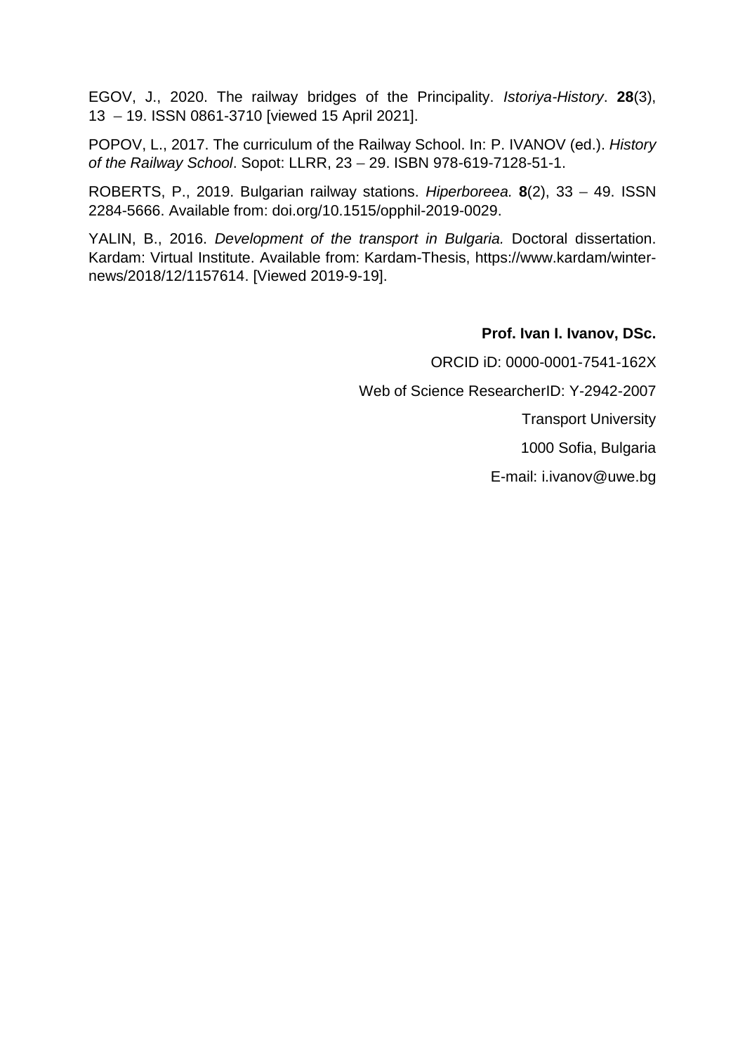EGOV, J., 2020. The railway bridges of the Principality. *Istoriya-History*. **28**(3), 13 – 19. ISSN 0861-3710 [viewed 15 April 2021].

POPOV, L., 2017. The curriculum of the Railway School. In: P. IVANOV (ed.). *History of the Railway School*. Sopot: LLRR, 23 – 29. ISBN 978-619-7128-51-1.

ROBERTS, P., 2019. Bulgarian railway stations. *Hiperboreea.* **8**(2), 33 – 49. ISSN 2284-5666. Available from: doi.org/10.1515/opphil-2019-0029.

YALIN, B., 2016. *Development of the transport in Bulgaria.* Doctoral dissertation. Kardam: Virtual Institute. Available from: Kardam-Thesis, https://www.kardam/winter-news/2018/12/1157614. [Viewed 2019-9-19].

**Prof. Ivan I. Ivanov, DSc.**

ORCID iD: 0000-0001-7541-162X

Web of Science ResearcherID: Y-2942-2007

Transport University

1000 Sofia, Bulgaria

E-mail: i.ivanov@uwe.bg